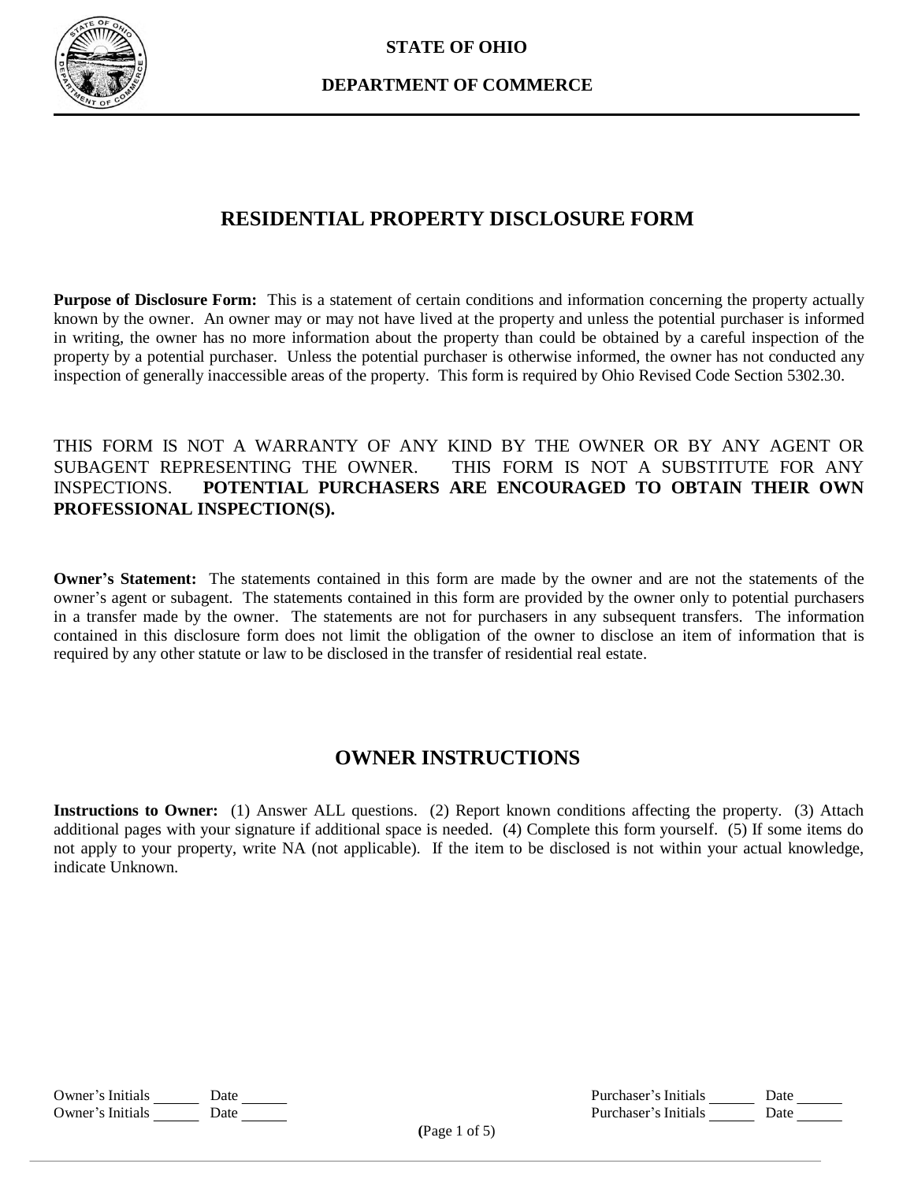**STATE OF OHIO**

**DEPARTMENT OF COMMERCE**

# RESIDENTIAL PROPERTY DISCLOSURE FORM

**Purpose of Disclosure Form:** This is a statement of certain conditions and information concerning the property actually known by the owner. An owner may or may not have lived at the property and unless the potential purchaser is informed in writing, the owner has no more information about the property than could be obtained by a careful inspection of the property by a potential purchaser. Unless the potential purchaser is otherwise informed, the owner has not conducted any inspection of generally inaccessible areas of the property. This form is required by Ohio Revised Code Section 5302.30.

THIS FORM IS NOT A WARRANTY OF ANY KIND BY THE OWNER OR BY ANY AGENT OR SUBAGENT REPRESENTING THE OWNER. THIS FORM IS NOT A SUBSTITUTE FOR ANY INSPECTIONS. **POTENTIAL PURCHASERS ARE ENCOURAGED TO OBTAIN THEIR OWN PROFESSIONAL INSPECTION(S).**

**Owner's Statement:** The statements contained in this form are made by the owner and are not the statements of the owner's agent or subagent. The statements contained in this form are provided by the owner only to potential purchasers in a transfer made by the owner. The statements are not for purchasers in any subsequent transfers. The information contained in this disclosure form does not limit the obligation of the owner to disclose an item of information that is required by any other statute or law to be disclosed in the transfer of residential real estate.

## OWNER INSTRUCTIONS

**Instructions to Owner:** (1) Answer ALL questions. (2) Report known conditions affecting the property. (3) Attach additional pages with your signature if additional space is needed. (4) Complete this form yourself. (5) If some items do not apply to your property, write NA (not applicable). If the item to be disclosed is not within your actual knowledge, indicate Unknown.

Owner's Initials ______ Date ______
Owner's Initials ______ Date ______

Purchaser's Initials ______ Date ______
Purchaser's Initials ______ Date ______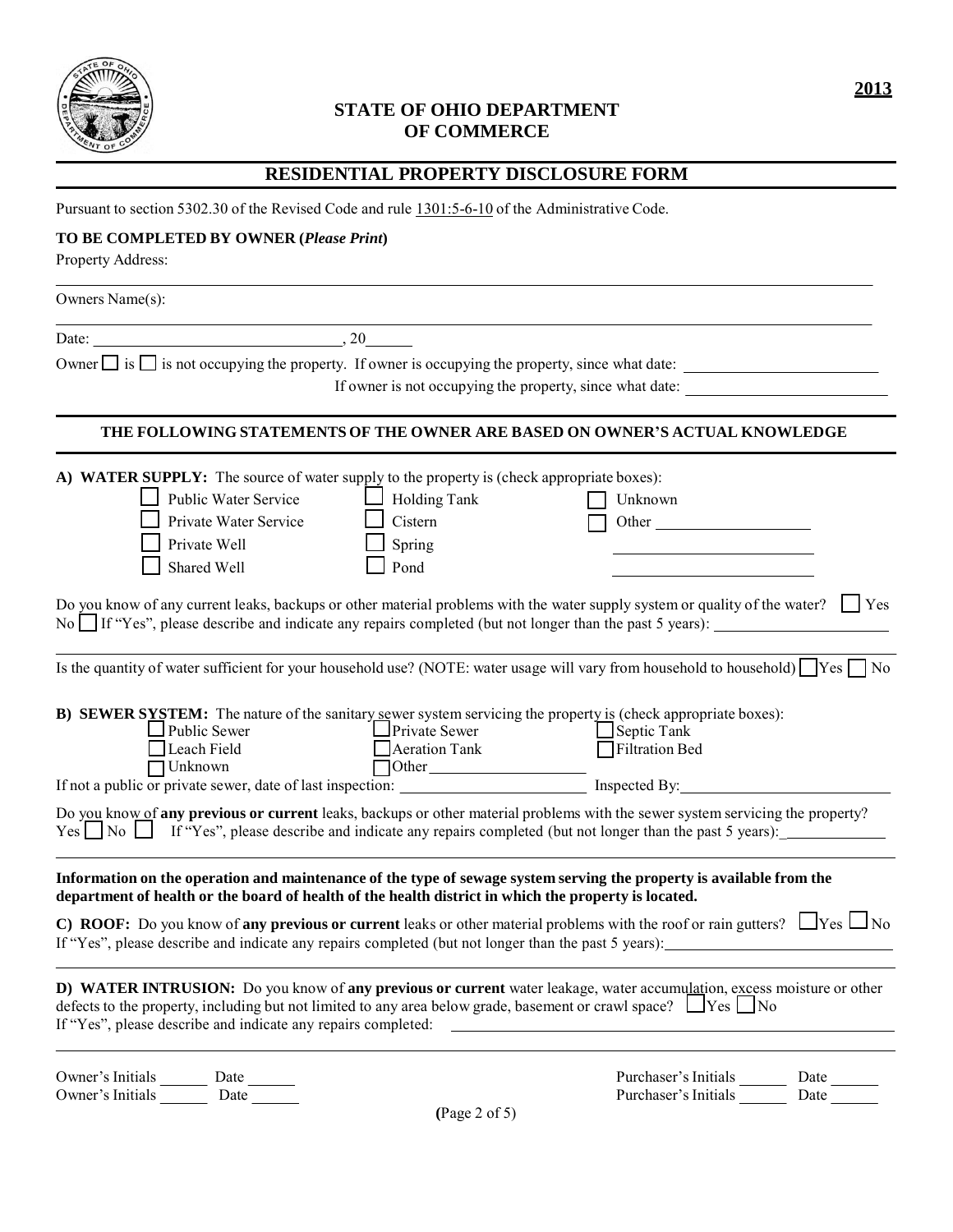**2013**

# STATE OF OHIO DEPARTMENT OF COMMERCE

## RESIDENTIAL PROPERTY DISCLOSURE FORM

Pursuant to section 5302.30 of the Revised Code and rule 1301:5-6-10 of the Administrative Code.

**TO BE COMPLETED BY OWNER (*Please Print*)**

Property Address:

______________________________________________________________________________

Owners Name(s):

______________________________________________________________________________

Date: ______________________________, 20______

Owner ☐ is ☐ is not occupying the property. If owner is occupying the property, since what date: ____________________

If owner is not occupying the property, since what date: ____________________

**THE FOLLOWING STATEMENTS OF THE OWNER ARE BASED ON OWNER'S ACTUAL KNOWLEDGE**

**A) WATER SUPPLY:** The source of water supply to the property is (check appropriate boxes):

| | | |
|---|---|---|
| ☐ Public Water Service | ☐ Holding Tank | ☐ Unknown |
| ☐ Private Water Service | ☐ Cistern | ☐ Other ____________ |
| ☐ Private Well | ☐ Spring | ____________ |
| ☐ Shared Well | ☐ Pond | ____________ |

Do you know of any current leaks, backups or other material problems with the water supply system or quality of the water? ☐ Yes ☐ No If "Yes", please describe and indicate any repairs completed (but not longer than the past 5 years): ____________________

______________________________________________________________________________

Is the quantity of water sufficient for your household use? (NOTE: water usage will vary from household to household) ☐ Yes ☐ No

**B) SEWER SYSTEM:** The nature of the sanitary sewer system servicing the property is (check appropriate boxes):

| | | |
|---|---|---|
| ☐ Public Sewer | ☐ Private Sewer | ☐ Septic Tank |
| ☐ Leach Field | ☐ Aeration Tank | ☐ Filtration Bed |
| ☐ Unknown | ☐ Other ____________ | |

If not a public or private sewer, date of last inspection: ____________________ Inspected By: ____________________

Do you know of **any previous or current** leaks, backups or other material problems with the sewer system servicing the property? Yes ☐ No ☐ If "Yes", please describe and indicate any repairs completed (but not longer than the past 5 years): ____________

______________________________________________________________________________

**Information on the operation and maintenance of the type of sewage system serving the property is available from the department of health or the board of health of the health district in which the property is located.**

**C) ROOF:** Do you know of **any previous or current** leaks or other material problems with the roof or rain gutters? ☐ Yes ☐ No If "Yes", please describe and indicate any repairs completed (but not longer than the past 5 years): ____________________

______________________________________________________________________________

**D) WATER INTRUSION:** Do you know of **any previous or current** water leakage, water accumulation, excess moisture or other defects to the property, including but not limited to any area below grade, basement or crawl space? ☐ Yes ☐ No If "Yes", please describe and indicate any repairs completed: ____________________

______________________________________________________________________________

Owner's Initials ______ Date ______
Owner's Initials ______ Date ______

Purchaser's Initials ______ Date ______
Purchaser's Initials ______ Date ______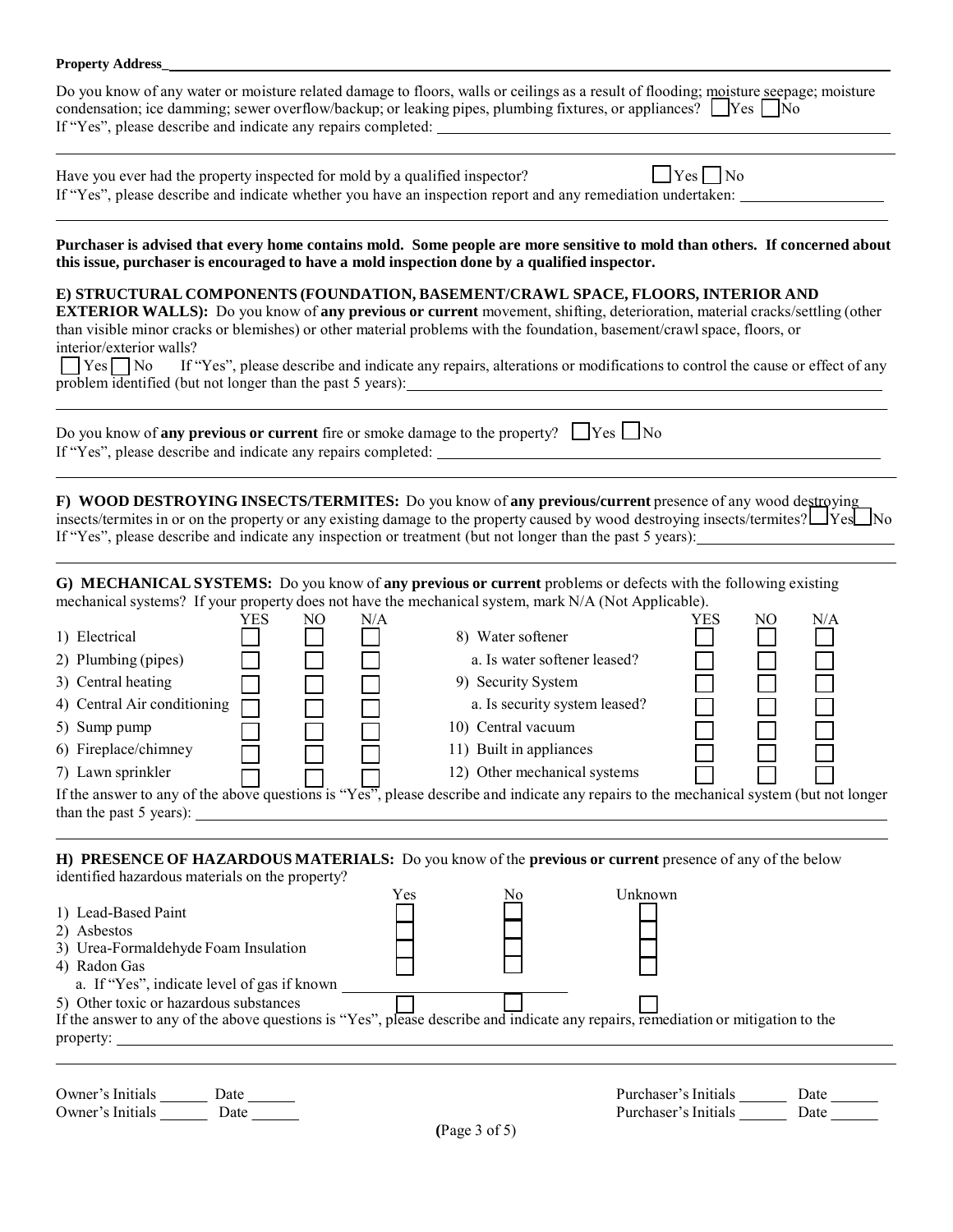**Property Address**\_\_\_\_\_\_\_\_\_\_\_\_\_\_\_\_\_\_\_\_\_\_\_\_\_\_\_\_\_\_\_\_\_\_\_\_\_\_\_\_

Do you know of any water or moisture related damage to floors, walls or ceilings as a result of flooding; moisture seepage; moisture condensation; ice damming; sewer overflow/backup; or leaking pipes, plumbing fixtures, or appliances? ☐ Yes ☐ No
If "Yes", please describe and indicate any repairs completed: \_\_\_\_\_\_\_\_\_\_\_\_\_\_\_\_\_\_\_\_\_\_\_\_\_\_\_\_\_\_\_\_\_\_\_\_\_\_\_\_

Have you ever had the property inspected for mold by a qualified inspector? ☐ Yes ☐ No
If "Yes", please describe and indicate whether you have an inspection report and any remediation undertaken: \_\_\_\_\_\_\_\_\_\_\_\_\_\_\_\_\_\_\_\_

**Purchaser is advised that every home contains mold. Some people are more sensitive to mold than others. If concerned about this issue, purchaser is encouraged to have a mold inspection done by a qualified inspector.**

**E) STRUCTURAL COMPONENTS (FOUNDATION, BASEMENT/CRAWL SPACE, FLOORS, INTERIOR AND EXTERIOR WALLS):** Do you know of **any previous or current** movement, shifting, deterioration, material cracks/settling (other than visible minor cracks or blemishes) or other material problems with the foundation, basement/crawl space, floors, or interior/exterior walls?
☐ Yes ☐ No If "Yes", please describe and indicate any repairs, alterations or modifications to control the cause or effect of any problem identified (but not longer than the past 5 years): \_\_\_\_\_\_\_\_\_\_\_\_\_\_\_\_\_\_\_\_\_\_\_\_\_\_\_\_\_\_\_\_\_\_\_\_\_\_\_\_

Do you know of **any previous or current** fire or smoke damage to the property? ☐ Yes ☐ No
If "Yes", please describe and indicate any repairs completed: \_\_\_\_\_\_\_\_\_\_\_\_\_\_\_\_\_\_\_\_\_\_\_\_\_\_\_\_\_\_\_\_\_\_\_\_\_\_\_\_

**F) WOOD DESTROYING INSECTS/TERMITES:** Do you know of **any previous/current** presence of any wood destroying insects/termites in or on the property or any existing damage to the property caused by wood destroying insects/termites? ☐ Yes ☐ No
If "Yes", please describe and indicate any inspection or treatment (but not longer than the past 5 years): \_\_\_\_\_\_\_\_\_\_\_\_\_\_\_\_\_\_\_\_

**G) MECHANICAL SYSTEMS:** Do you know of **any previous or current** problems or defects with the following existing mechanical systems? If your property does not have the mechanical system, mark N/A (Not Applicable).

| | YES | NO | N/A | | YES | NO | N/A |
|---|---|---|---|---|---|---|---|
| 1) Electrical | ☐ | ☐ | ☐ | 8) Water softener | ☐ | ☐ | ☐ |
| 2) Plumbing (pipes) | ☐ | ☐ | ☐ | a. Is water softener leased? | ☐ | ☐ | ☐ |
| 3) Central heating | ☐ | ☐ | ☐ | 9) Security System | ☐ | ☐ | ☐ |
| 4) Central Air conditioning | ☐ | ☐ | ☐ | a. Is security system leased? | ☐ | ☐ | ☐ |
| 5) Sump pump | ☐ | ☐ | ☐ | 10) Central vacuum | ☐ | ☐ | ☐ |
| 6) Fireplace/chimney | ☐ | ☐ | ☐ | 11) Built in appliances | ☐ | ☐ | ☐ |
| 7) Lawn sprinkler | ☐ | ☐ | ☐ | 12) Other mechanical systems | ☐ | ☐ | ☐ |

If the answer to any of the above questions is "Yes", please describe and indicate any repairs to the mechanical system (but not longer than the past 5 years): \_\_\_\_\_\_\_\_\_\_\_\_\_\_\_\_\_\_\_\_\_\_\_\_\_\_\_\_\_\_\_\_\_\_\_\_\_\_\_\_

**H) PRESENCE OF HAZARDOUS MATERIALS:** Do you know of the **previous or current** presence of any of the below identified hazardous materials on the property?

| | Yes | No | Unknown |
|---|---|---|---|
| 1) Lead-Based Paint | ☐ | ☐ | ☐ |
| 2) Asbestos | ☐ | ☐ | ☐ |
| 3) Urea-Formaldehyde Foam Insulation | ☐ | ☐ | ☐ |
| 4) Radon Gas | ☐ | ☐ | ☐ |
| a. If "Yes", indicate level of gas if known \_\_\_\_\_\_\_\_\_\_ | | | |
| 5) Other toxic or hazardous substances | ☐ | ☐ | ☐ |

If the answer to any of the above questions is "Yes", please describe and indicate any repairs, remediation or mitigation to the property: \_\_\_\_\_\_\_\_\_\_\_\_\_\_\_\_\_\_\_\_\_\_\_\_\_\_\_\_\_\_\_\_\_\_\_\_\_\_\_\_

Owner's Initials \_\_\_\_\_\_ Date \_\_\_\_\_\_  Purchaser's Initials \_\_\_\_\_\_ Date \_\_\_\_\_\_
Owner's Initials \_\_\_\_\_\_ Date \_\_\_\_\_\_  Purchaser's Initials \_\_\_\_\_\_ Date \_\_\_\_\_\_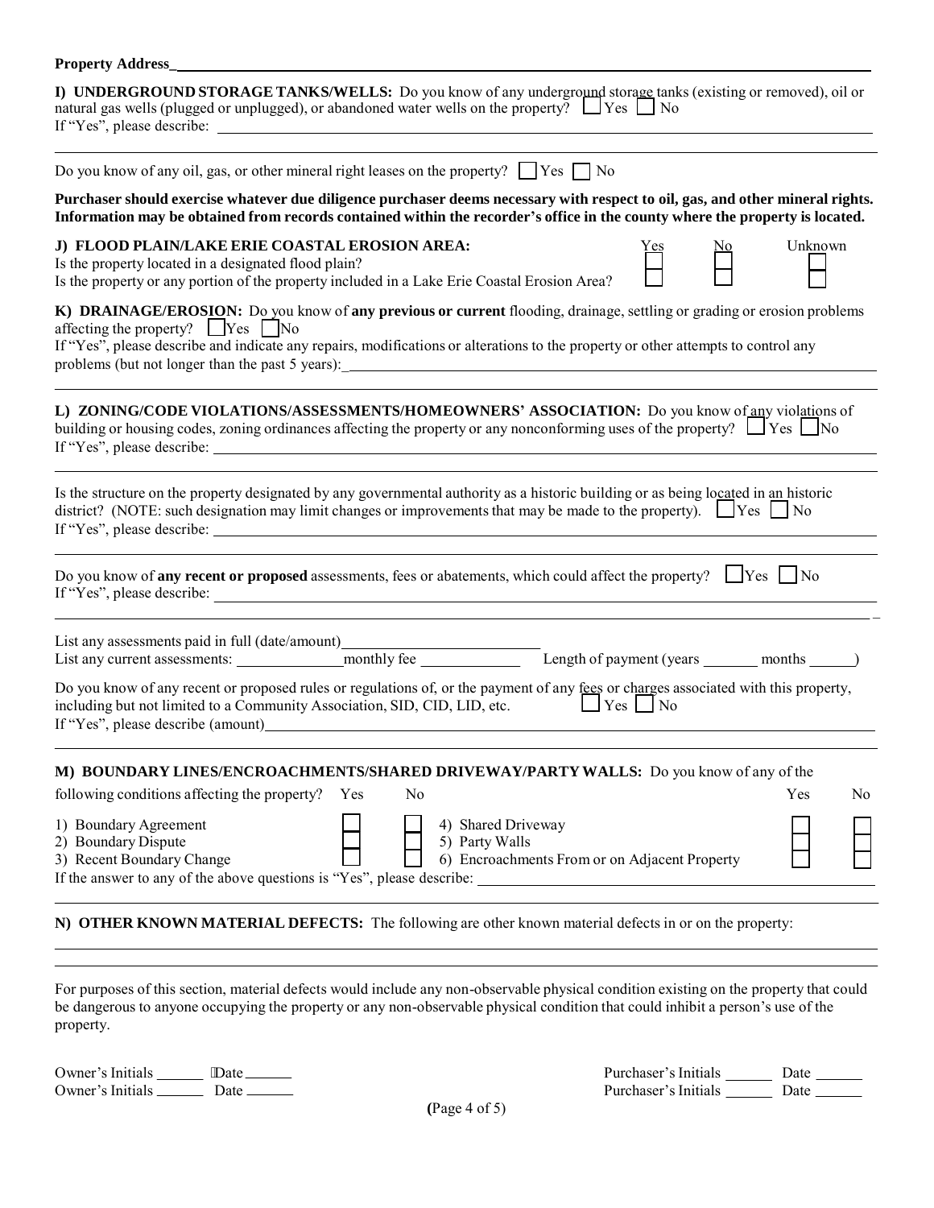**Property Address** ______________________________

**I) UNDERGROUND STORAGE TANKS/WELLS:** Do you know of any underground storage tanks (existing or removed), oil or natural gas wells (plugged or unplugged), or abandoned water wells on the property? ☐ Yes ☐ No
If "Yes", please describe: ______________________________

Do you know of any oil, gas, or other mineral right leases on the property? ☐ Yes ☐ No

**Purchaser should exercise whatever due diligence purchaser deems necessary with respect to oil, gas, and other mineral rights. Information may be obtained from records contained within the recorder's office in the county where the property is located.**

**J) FLOOD PLAIN/LAKE ERIE COASTAL EROSION AREA:**

| | Yes | No | Unknown |
|---|---|---|---|
| Is the property located in a designated flood plain? | ☐ | ☐ | ☐ |
| Is the property or any portion of the property included in a Lake Erie Coastal Erosion Area? | ☐ | ☐ | ☐ |

**K) DRAINAGE/EROSION:** Do you know of **any previous or current** flooding, drainage, settling or grading or erosion problems affecting the property? ☐ Yes ☐ No
If "Yes", please describe and indicate any repairs, modifications or alterations to the property or other attempts to control any problems (but not longer than the past 5 years): ______________________________

**L) ZONING/CODE VIOLATIONS/ASSESSMENTS/HOMEOWNERS' ASSOCIATION:** Do you know of any violations of building or housing codes, zoning ordinances affecting the property or any nonconforming uses of the property? ☐ Yes ☐ No
If "Yes", please describe: ______________________________

Is the structure on the property designated by any governmental authority as a historic building or as being located in an historic district? (NOTE: such designation may limit changes or improvements that may be made to the property). ☐ Yes ☐ No
If "Yes", please describe: ______________________________

Do you know of **any recent or proposed** assessments, fees or abatements, which could affect the property? ☐ Yes ☐ No
If "Yes", please describe: ______________________________

List any assessments paid in full (date/amount) ______________________________
List any current assessments: ______________ monthly fee ______________ Length of payment (years _______ months ______)

Do you know of any recent or proposed rules or regulations of, or the payment of any fees or charges associated with this property, including but not limited to a Community Association, SID, CID, LID, etc. ☐ Yes ☐ No
If "Yes", please describe (amount) ______________________________

**M) BOUNDARY LINES/ENCROACHMENTS/SHARED DRIVEWAY/PARTY WALLS:** Do you know of any of the following conditions affecting the property?

| | Yes | No | | Yes | No |
|---|---|---|---|---|---|
| 1) Boundary Agreement | ☐ | ☐ | 4) Shared Driveway | ☐ | ☐ |
| 2) Boundary Dispute | ☐ | ☐ | 5) Party Walls | ☐ | ☐ |
| 3) Recent Boundary Change | ☐ | ☐ | 6) Encroachments From or on Adjacent Property | ☐ | ☐ |

If the answer to any of the above questions is "Yes", please describe: ______________________________

**N) OTHER KNOWN MATERIAL DEFECTS:** The following are other known material defects in or on the property:

______________________________

For purposes of this section, material defects would include any non-observable physical condition existing on the property that could be dangerous to anyone occupying the property or any non-observable physical condition that could inhibit a person's use of the property.

Owner's Initials ______ Date ______
Owner's Initials ______ Date ______

Purchaser's Initials ______ Date ______
Purchaser's Initials ______ Date ______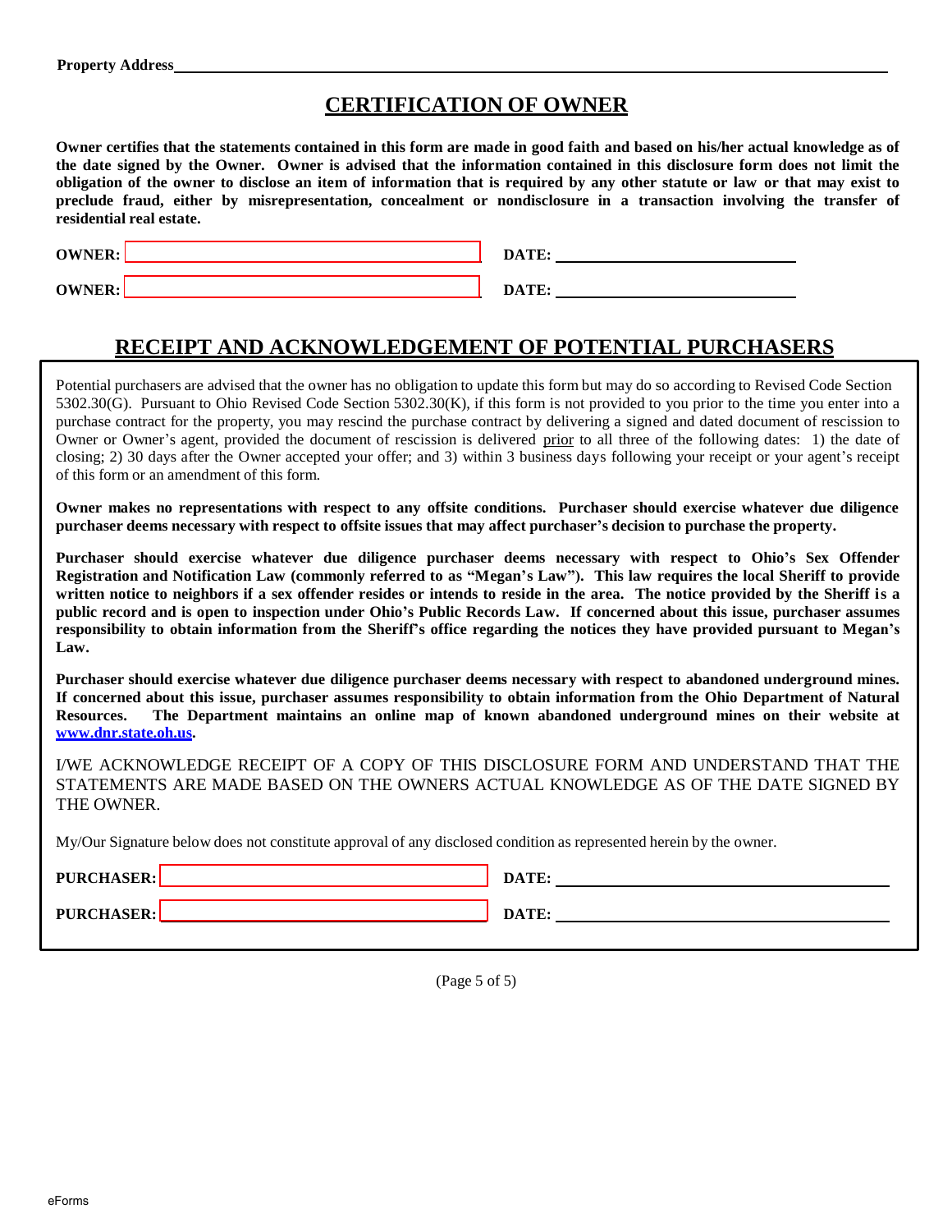**Property Address**\_\_\_\_\_\_\_\_\_\_\_\_\_\_\_\_\_\_\_\_\_\_\_\_\_\_\_\_\_\_\_\_\_\_\_\_\_\_\_\_\_\_\_\_\_\_\_\_\_\_\_\_\_\_\_\_\_\_\_\_

## CERTIFICATION OF OWNER

**Owner certifies that the statements contained in this form are made in good faith and based on his/her actual knowledge as of the date signed by the Owner. Owner is advised that the information contained in this disclosure form does not limit the obligation of the owner to disclose an item of information that is required by any other statute or law or that may exist to preclude fraud, either by misrepresentation, concealment or nondisclosure in a transaction involving the transfer of residential real estate.**

**OWNER:** \_\_\_\_\_\_\_\_\_\_\_\_\_\_\_\_\_\_\_\_\_\_\_\_\_\_\_\_\_\_ **DATE:** \_\_\_\_\_\_\_\_\_\_\_\_\_\_\_\_\_\_\_\_

**OWNER:** \_\_\_\_\_\_\_\_\_\_\_\_\_\_\_\_\_\_\_\_\_\_\_\_\_\_\_\_\_\_ **DATE:** \_\_\_\_\_\_\_\_\_\_\_\_\_\_\_\_\_\_\_\_

## RECEIPT AND ACKNOWLEDGEMENT OF POTENTIAL PURCHASERS

Potential purchasers are advised that the owner has no obligation to update this form but may do so according to Revised Code Section 5302.30(G). Pursuant to Ohio Revised Code Section 5302.30(K), if this form is not provided to you prior to the time you enter into a purchase contract for the property, you may rescind the purchase contract by delivering a signed and dated document of rescission to Owner or Owner's agent, provided the document of rescission is delivered prior to all three of the following dates: 1) the date of closing; 2) 30 days after the Owner accepted your offer; and 3) within 3 business days following your receipt or your agent's receipt of this form or an amendment of this form.

**Owner makes no representations with respect to any offsite conditions. Purchaser should exercise whatever due diligence purchaser deems necessary with respect to offsite issues that may affect purchaser's decision to purchase the property.**

**Purchaser should exercise whatever due diligence purchaser deems necessary with respect to Ohio's Sex Offender Registration and Notification Law (commonly referred to as "Megan's Law"). This law requires the local Sheriff to provide written notice to neighbors if a sex offender resides or intends to reside in the area. The notice provided by the Sheriff is a public record and is open to inspection under Ohio's Public Records Law. If concerned about this issue, purchaser assumes responsibility to obtain information from the Sheriff's office regarding the notices they have provided pursuant to Megan's Law.**

**Purchaser should exercise whatever due diligence purchaser deems necessary with respect to abandoned underground mines. If concerned about this issue, purchaser assumes responsibility to obtain information from the Ohio Department of Natural Resources. The Department maintains an online map of known abandoned underground mines on their website at www.dnr.state.oh.us.**

I/WE ACKNOWLEDGE RECEIPT OF A COPY OF THIS DISCLOSURE FORM AND UNDERSTAND THAT THE STATEMENTS ARE MADE BASED ON THE OWNERS ACTUAL KNOWLEDGE AS OF THE DATE SIGNED BY THE OWNER.

My/Our Signature below does not constitute approval of any disclosed condition as represented herein by the owner.

**PURCHASER:** \_\_\_\_\_\_\_\_\_\_\_\_\_\_\_\_\_\_\_\_\_\_\_\_\_\_\_\_\_\_ **DATE:** \_\_\_\_\_\_\_\_\_\_\_\_\_\_\_\_\_\_\_\_

**PURCHASER:** \_\_\_\_\_\_\_\_\_\_\_\_\_\_\_\_\_\_\_\_\_\_\_\_\_\_\_\_\_\_ **DATE:** \_\_\_\_\_\_\_\_\_\_\_\_\_\_\_\_\_\_\_\_